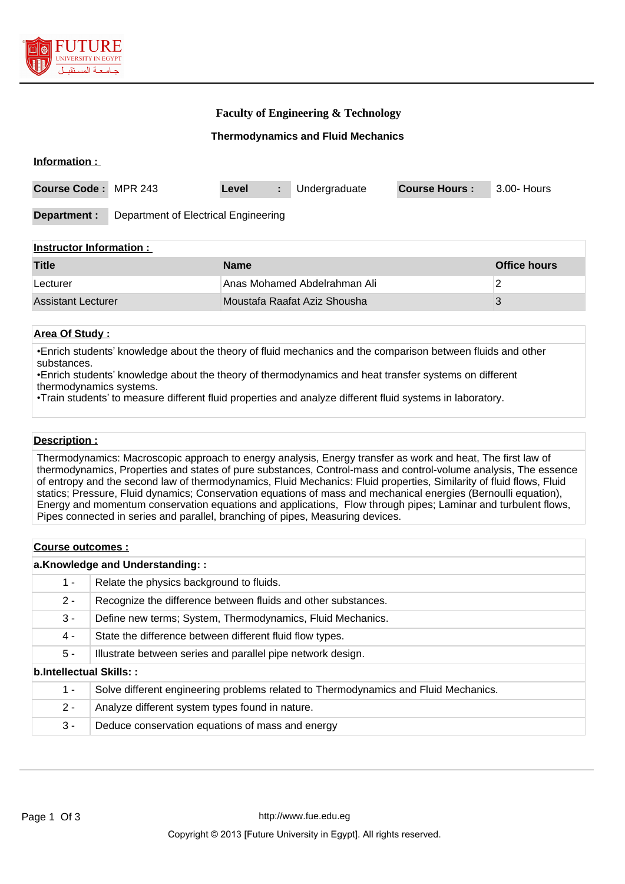# Faculty of Engineering & Technology

## Thermodynamics and Fluid Mechanics

**Information :**

| **Course Code :** | MPR 243 | **Level** : | Undergraduate | **Course Hours :** | 3.00- Hours |
|---|---|---|---|---|---|

| **Department :** | Department of Electrical Engineering |
|---|---|

**Instructor Information :**

| Title | Name | Office hours |
|---|---|---|
| Lecturer | Anas Mohamed Abdelrahman Ali | 2 |
| Assistant Lecturer | Moustafa Raafat Aziz Shousha | 3 |

**Area Of Study :**

•Enrich students' knowledge about the theory of fluid mechanics and the comparison between fluids and other substances.
•Enrich students' knowledge about the theory of thermodynamics and heat transfer systems on different thermodynamics systems.
•Train students' to measure different fluid properties and analyze different fluid systems in laboratory.

**Description :**

Thermodynamics: Macroscopic approach to energy analysis, Energy transfer as work and heat, The first law of thermodynamics, Properties and states of pure substances, Control-mass and control-volume analysis, The essence of entropy and the second law of thermodynamics, Fluid Mechanics: Fluid properties, Similarity of fluid flows, Fluid statics; Pressure, Fluid dynamics; Conservation equations of mass and mechanical energies (Bernoulli equation), Energy and momentum conservation equations and applications, Flow through pipes; Laminar and turbulent flows, Pipes connected in series and parallel, branching of pipes, Measuring devices.

**Course outcomes :**

**a.Knowledge and Understanding: :**

| | |
|---|---|
| 1 - | Relate the physics background to fluids. |
| 2 - | Recognize the difference between fluids and other substances. |
| 3 - | Define new terms; System, Thermodynamics, Fluid Mechanics. |
| 4 - | State the difference between different fluid flow types. |
| 5 - | Illustrate between series and parallel pipe network design. |

**b.Intellectual Skills: :**

| | |
|---|---|
| 1 - | Solve different engineering problems related to Thermodynamics and Fluid Mechanics. |
| 2 - | Analyze different system types found in nature. |
| 3 - | Deduce conservation equations of mass and energy |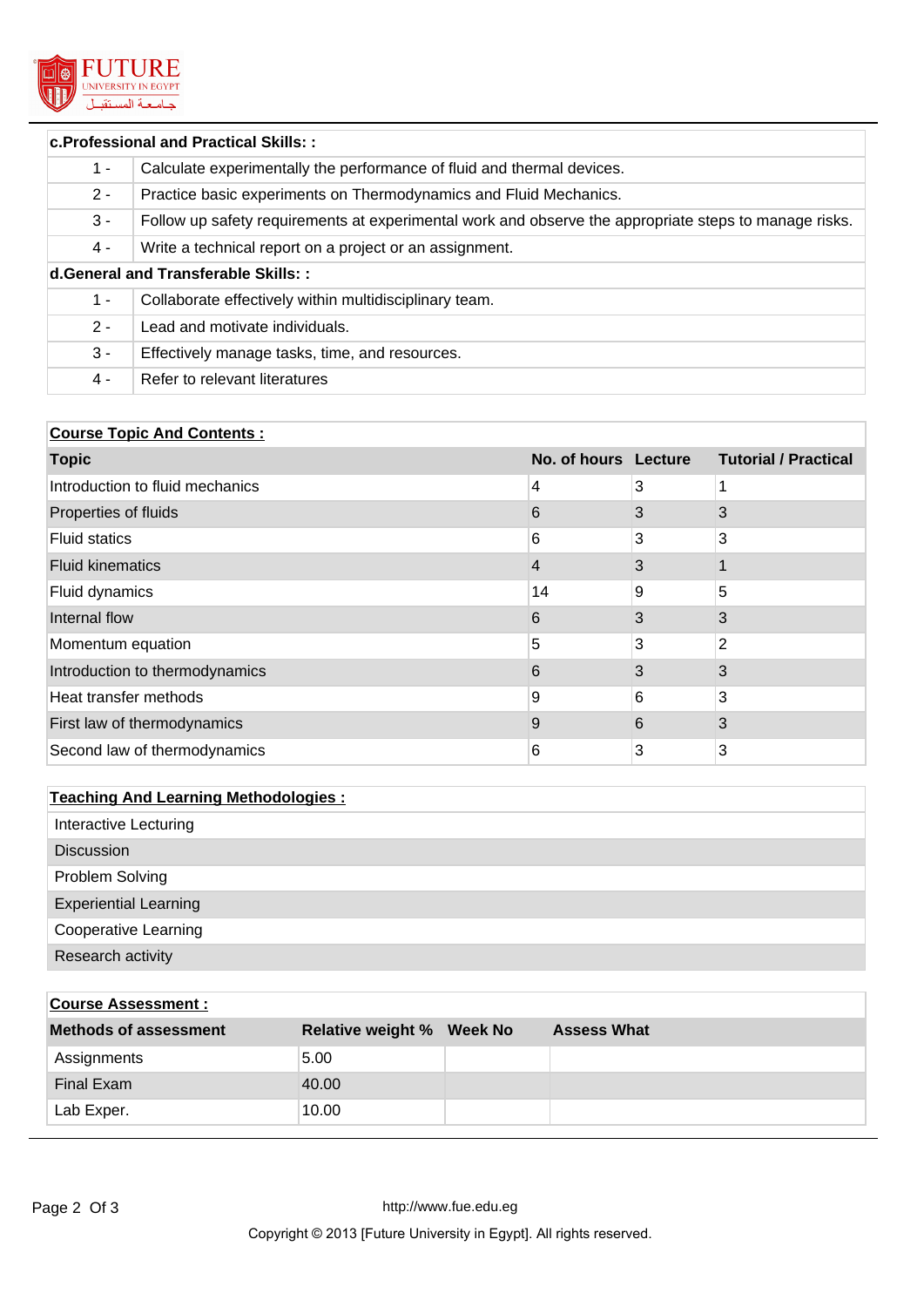| c.Professional and Practical Skills: : | |
|---|---|
| 1 - | Calculate experimentally the performance of fluid and thermal devices. |
| 2 - | Practice basic experiments on Thermodynamics and Fluid Mechanics. |
| 3 - | Follow up safety requirements at experimental work and observe the appropriate steps to manage risks. |
| 4 - | Write a technical report on a project or an assignment. |

| d.General and Transferable Skills: : | |
|---|---|
| 1 - | Collaborate effectively within multidisciplinary team. |
| 2 - | Lead and motivate individuals. |
| 3 - | Effectively manage tasks, time, and resources. |
| 4 - | Refer to relevant literatures |

**Course Topic And Contents :**

| Topic | No. of hours | Lecture | Tutorial / Practical |
|---|---|---|---|
| Introduction to fluid mechanics | 4 | 3 | 1 |
| Properties of fluids | 6 | 3 | 3 |
| Fluid statics | 6 | 3 | 3 |
| Fluid kinematics | 4 | 3 | 1 |
| Fluid dynamics | 14 | 9 | 5 |
| Internal flow | 6 | 3 | 3 |
| Momentum equation | 5 | 3 | 2 |
| Introduction to thermodynamics | 6 | 3 | 3 |
| Heat transfer methods | 9 | 6 | 3 |
| First law of thermodynamics | 9 | 6 | 3 |
| Second law of thermodynamics | 6 | 3 | 3 |

**Teaching And Learning Methodologies :**

- Interactive Lecturing
- Discussion
- Problem Solving
- Experiential Learning
- Cooperative Learning
- Research activity

**Course Assessment :**

| Methods of assessment | Relative weight % | Week No | Assess What |
|---|---|---|---|
| Assignments | 5.00 | | |
| Final Exam | 40.00 | | |
| Lab Exper. | 10.00 | | |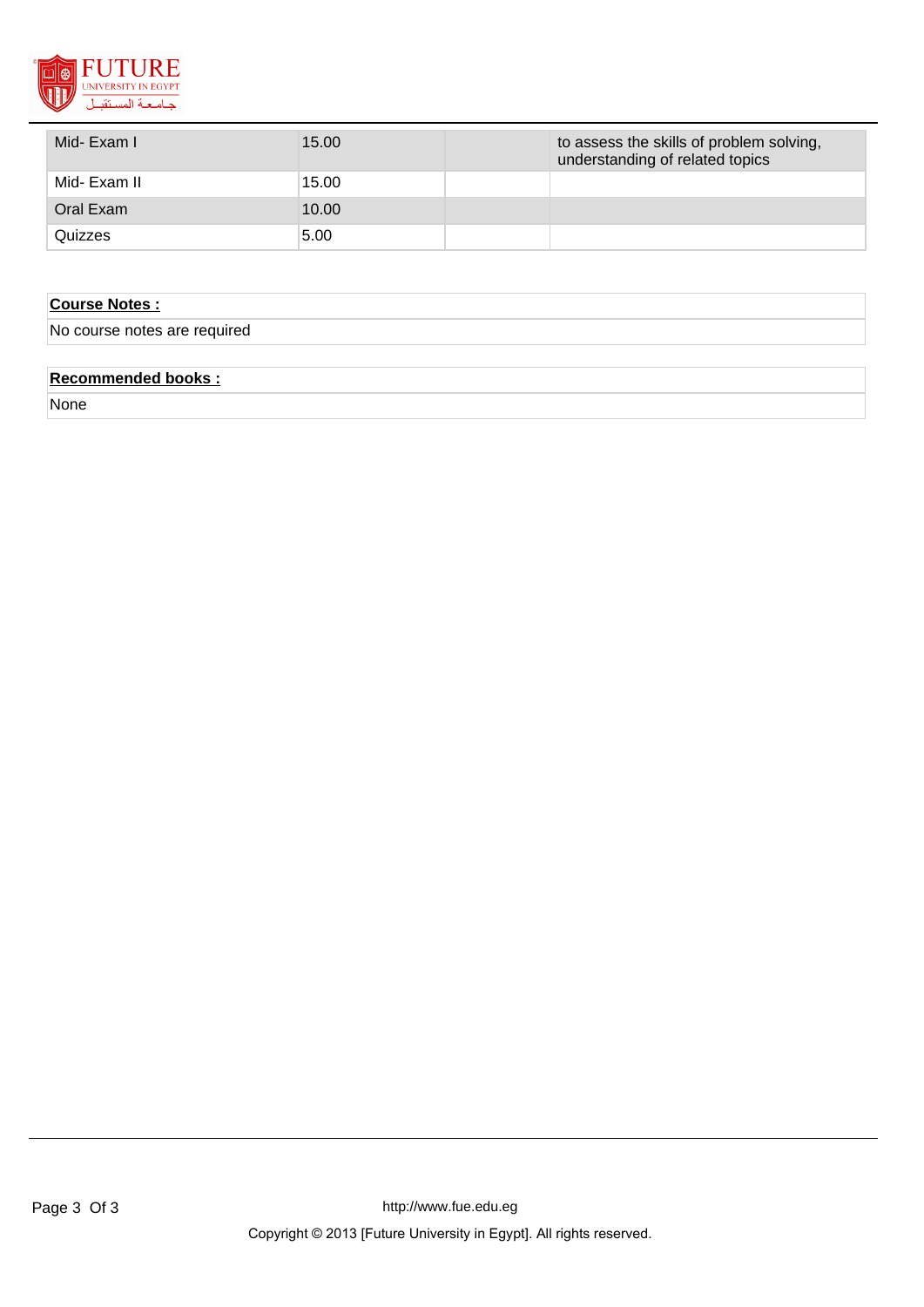| | | | |
|---|---|---|---|
| Mid- Exam I | 15.00 | | to assess the skills of problem solving, understanding of related topics |
| Mid- Exam II | 15.00 | | |
| Oral Exam | 10.00 | | |
| Quizzes | 5.00 | | |

**Course Notes :**

No course notes are required

**Recommended books :**

None